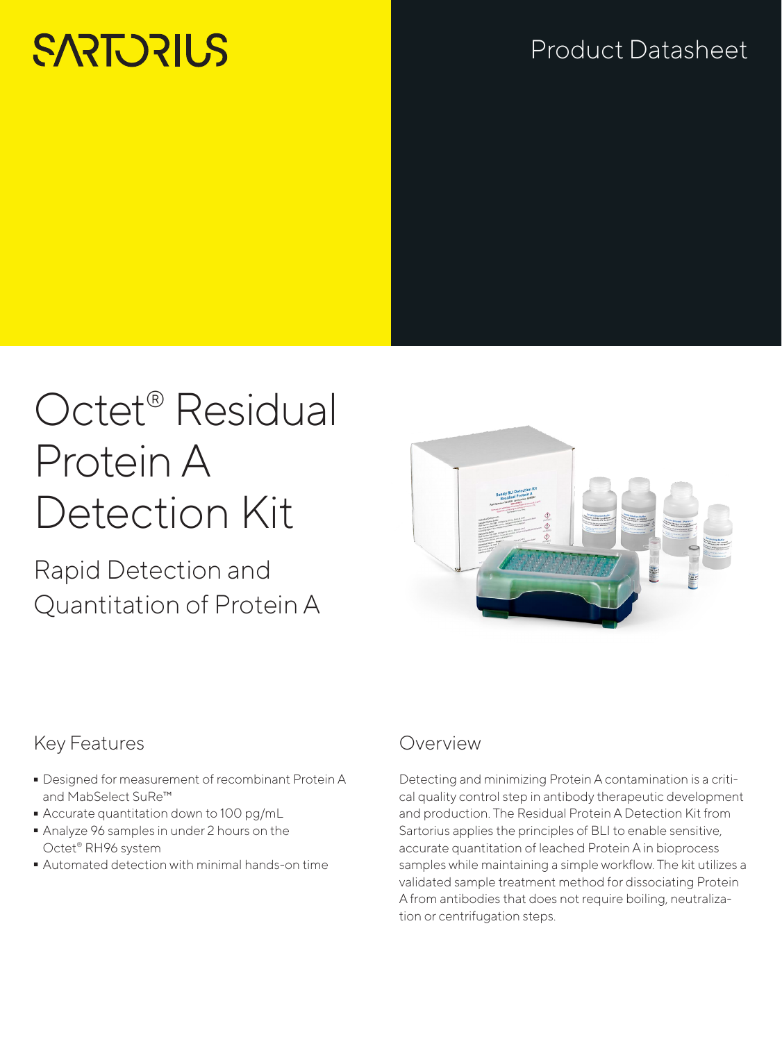SARTORIUS

Product Datasheet

# Octet® Residual Protein A Detection Kit

## Rapid Detection and Quantitation of Protein A

### Key Features

- Designed for measurement of recombinant Protein A and MabSelect SuRe™
- Accurate quantitation down to 100 pg/mL
- Analyze 96 samples in under 2 hours on the Octet® RH96 system
- Automated detection with minimal hands-on time

### Overview

Detecting and minimizing Protein A contamination is a critical quality control step in antibody therapeutic development and production. The Residual Protein A Detection Kit from Sartorius applies the principles of BLI to enable sensitive, accurate quantitation of leached Protein A in bioprocess samples while maintaining a simple workflow. The kit utilizes a validated sample treatment method for dissociating Protein A from antibodies that does not require boiling, neutralization or centrifugation steps.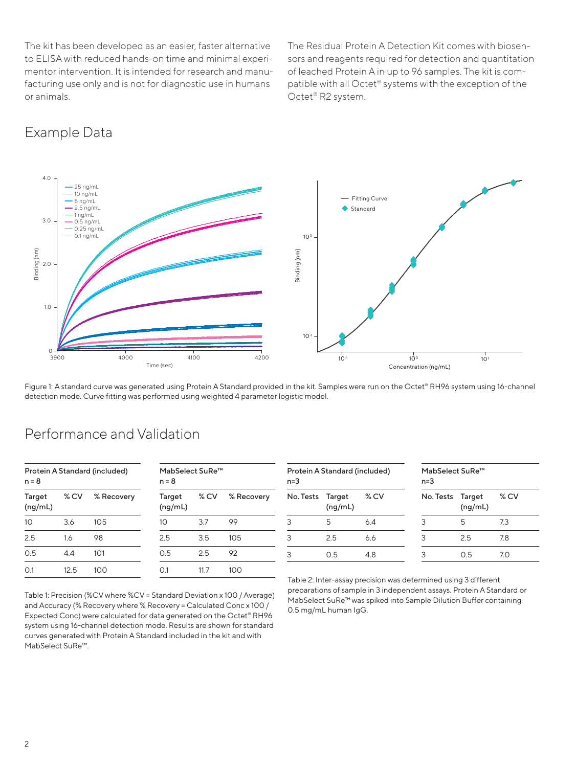The kit has been developed as an easier, faster alternative to ELISA with reduced hands-on time and minimal experimentor intervention. It is intended for research and manufacturing use only and is not for diagnostic use in humans or animals.

The Residual Protein A Detection Kit comes with biosensors and reagents required for detection and quantitation of leached Protein A in up to 96 samples. The kit is compatible with all Octet® systems with the exception of the Octet® R2 system.

## Example Data

Figure 1: A standard curve was generated using Protein A Standard provided in the kit. Samples were run on the Octet® RH96 system using 16-channel detection mode. Curve fitting was performed using weighted 4 parameter logistic model.

## Performance and Validation

| Protein A Standard (included) n = 8 | | |
|---|---|---|
| Target (ng/mL) | % CV | % Recovery |
| 10 | 3.6 | 105 |
| 2.5 | 1.6 | 98 |
| 0.5 | 4.4 | 101 |
| 0.1 | 12.5 | 100 |

| MabSelect SuRe™ n = 8 | | |
|---|---|---|
| Target (ng/mL) | % CV | % Recovery |
| 10 | 3.7 | 99 |
| 2.5 | 3.5 | 105 |
| 0.5 | 2.5 | 92 |
| 0.1 | 11.7 | 100 |

Table 1: Precision (%CV where %CV = Standard Deviation x 100 / Average) and Accuracy (% Recovery where % Recovery = Calculated Conc x 100 / Expected Conc) were calculated for data generated on the Octet® RH96 system using 16-channel detection mode. Results are shown for standard curves generated with Protein A Standard included in the kit and with MabSelect SuRe™.

| Protein A Standard (included) n=3 | | |
|---|---|---|
| No. Tests | Target (ng/mL) | % CV |
| 3 | 5 | 6.4 |
| 3 | 2.5 | 6.6 |
| 3 | 0.5 | 4.8 |

| MabSelect SuRe™ n=3 | | |
|---|---|---|
| No. Tests | Target (ng/mL) | % CV |
| 3 | 5 | 7.3 |
| 3 | 2.5 | 7.8 |
| 3 | 0.5 | 7.0 |

Table 2: Inter-assay precision was determined using 3 different preparations of sample in 3 independent assays. Protein A Standard or MabSelect SuRe™ was spiked into Sample Dilution Buffer containing 0.5 mg/mL human IgG.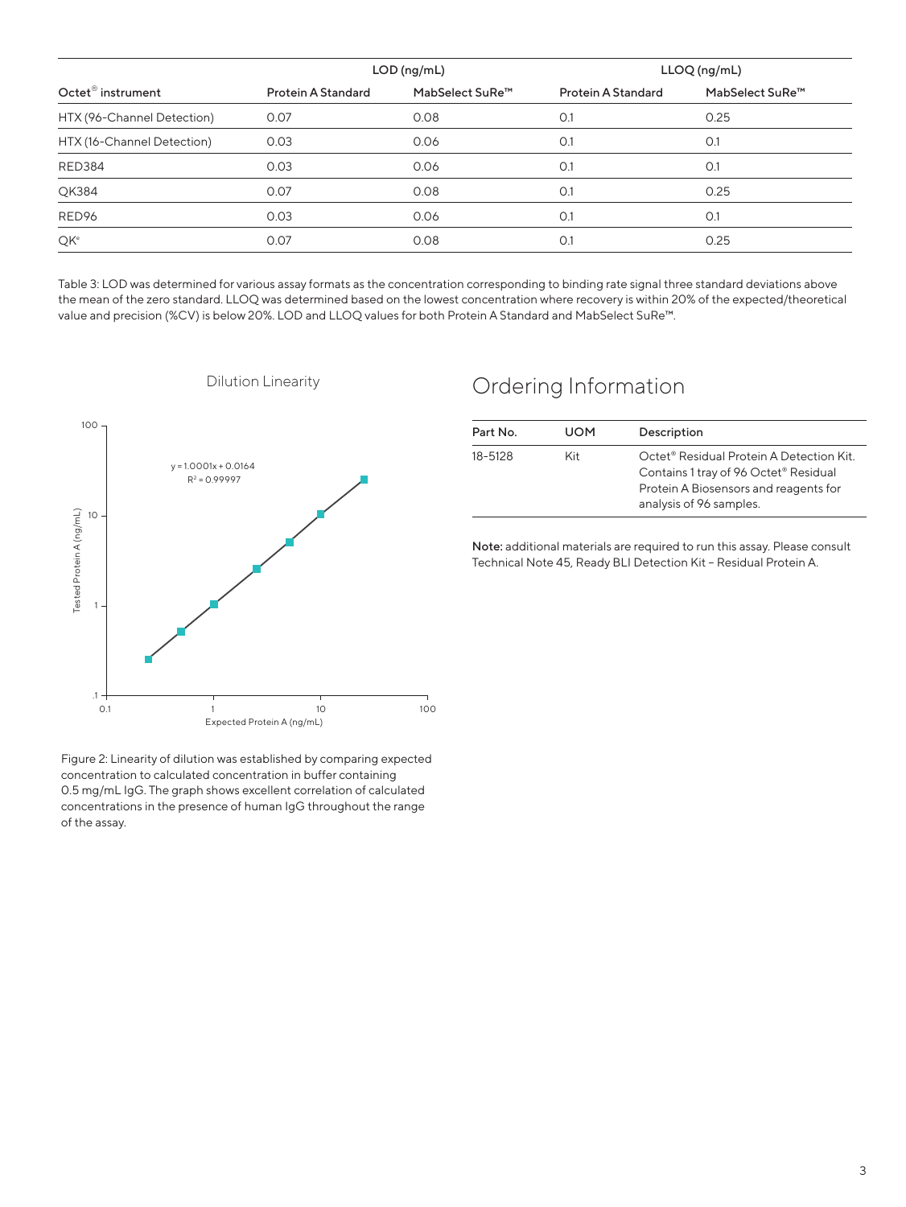| Octet® instrument | LOD (ng/mL) | | LLOQ (ng/mL) | |
|---|---|---|---|---|
| | Protein A Standard | MabSelect SuRe™ | Protein A Standard | MabSelect SuRe™ |
| HTX (96-Channel Detection) | 0.07 | 0.08 | 0.1 | 0.25 |
| HTX (16-Channel Detection) | 0.03 | 0.06 | 0.1 | 0.1 |
| RED384 | 0.03 | 0.06 | 0.1 | 0.1 |
| QK384 | 0.07 | 0.08 | 0.1 | 0.25 |
| RED96 | 0.03 | 0.06 | 0.1 | 0.1 |
| QK® | 0.07 | 0.08 | 0.1 | 0.25 |

Table 3: LOD was determined for various assay formats as the concentration corresponding to binding rate signal three standard deviations above the mean of the zero standard. LLOQ was determined based on the lowest concentration where recovery is within 20% of the expected/theoretical value and precision (%CV) is below 20%. LOD and LLOQ values for both Protein A Standard and MabSelect SuRe™.

Dilution Linearity

$y = 1.0001x + 0.0164$
$R^2 = 0.99997$

Figure 2: Linearity of dilution was established by comparing expected concentration to calculated concentration in buffer containing 0.5 mg/mL IgG. The graph shows excellent correlation of calculated concentrations in the presence of human IgG throughout the range of the assay.

## Ordering Information

| Part No. | UOM | Description |
|---|---|---|
| 18-5128 | Kit | Octet® Residual Protein A Detection Kit. Contains 1 tray of 96 Octet® Residual Protein A Biosensors and reagents for analysis of 96 samples. |

**Note:** additional materials are required to run this assay. Please consult Technical Note 45, Ready BLI Detection Kit – Residual Protein A.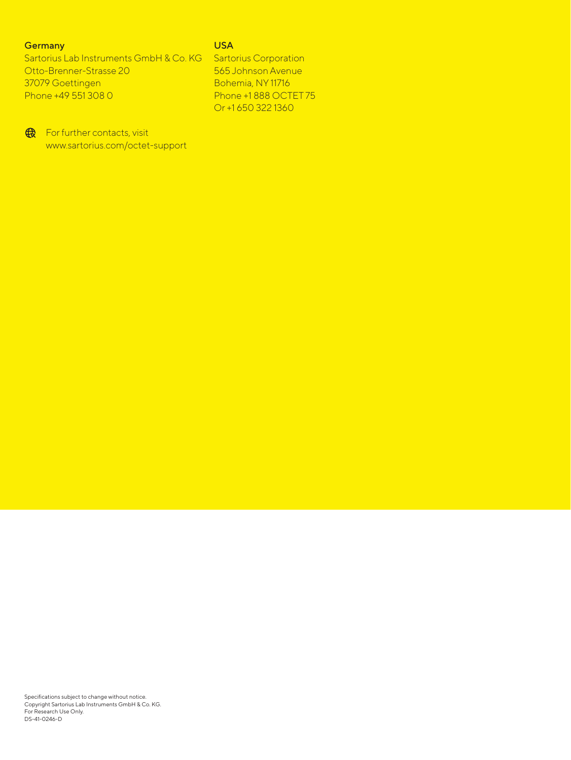**Germany**
Sartorius Lab Instruments GmbH & Co. KG
Otto-Brenner-Strasse 20
37079 Goettingen
Phone +49 551 308 0

**USA**
Sartorius Corporation
565 Johnson Avenue
Bohemia, NY 11716
Phone +1 888 OCTET 75
Or +1 650 322 1360

For further contacts, visit
www.sartorius.com/octet-support

Specifications subject to change without notice.
Copyright Sartorius Lab Instruments GmbH & Co. KG.
For Research Use Only.
DS-41-0246-D